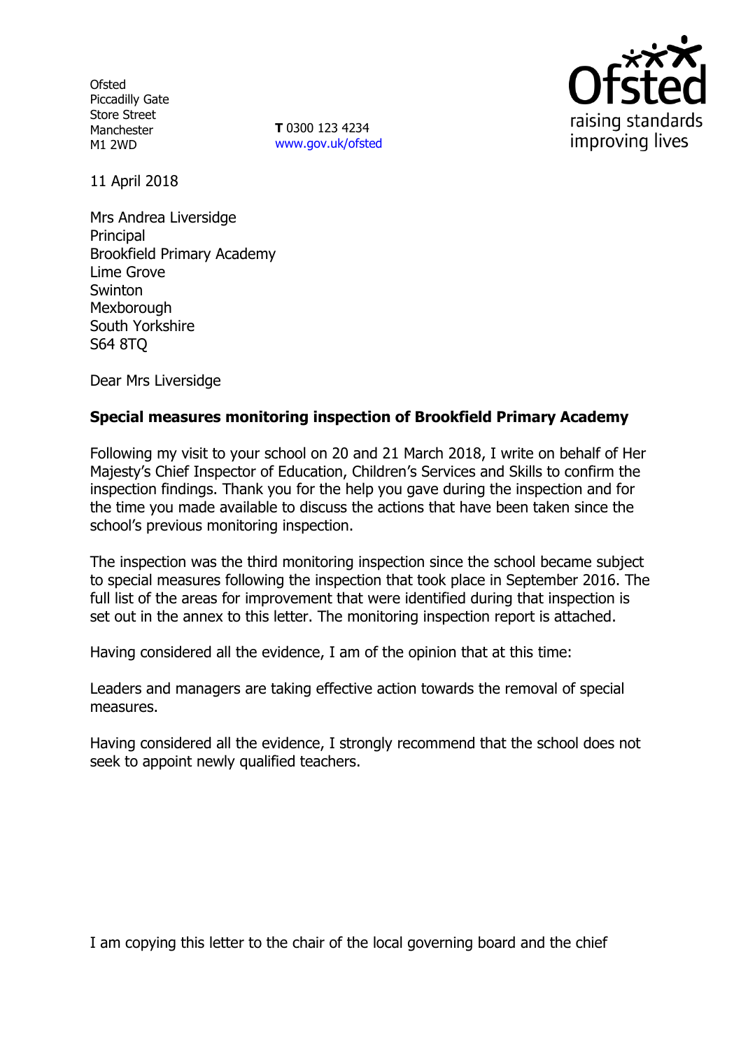Ofsted
Piccadilly Gate
Store Street
Manchester
M1 2WD

**T** 0300 123 4234
www.gov.uk/ofsted

11 April 2018

Mrs Andrea Liversidge
Principal
Brookfield Primary Academy
Lime Grove
Swinton
Mexborough
South Yorkshire
S64 8TQ

Dear Mrs Liversidge

**Special measures monitoring inspection of Brookfield Primary Academy**

Following my visit to your school on 20 and 21 March 2018, I write on behalf of Her Majesty's Chief Inspector of Education, Children's Services and Skills to confirm the inspection findings. Thank you for the help you gave during the inspection and for the time you made available to discuss the actions that have been taken since the school's previous monitoring inspection.

The inspection was the third monitoring inspection since the school became subject to special measures following the inspection that took place in September 2016. The full list of the areas for improvement that were identified during that inspection is set out in the annex to this letter. The monitoring inspection report is attached.

Having considered all the evidence, I am of the opinion that at this time:

Leaders and managers are taking effective action towards the removal of special measures.

Having considered all the evidence, I strongly recommend that the school does not seek to appoint newly qualified teachers.

I am copying this letter to the chair of the local governing board and the chief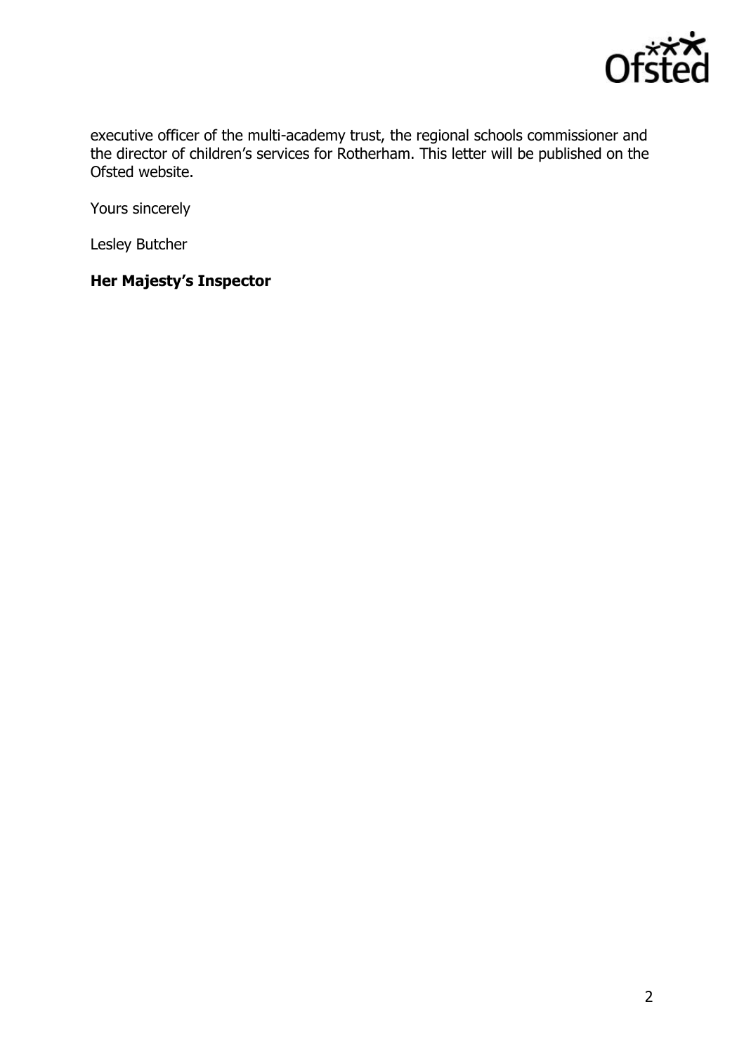executive officer of the multi-academy trust, the regional schools commissioner and the director of children's services for Rotherham. This letter will be published on the Ofsted website.

Yours sincerely

Lesley Butcher

**Her Majesty's Inspector**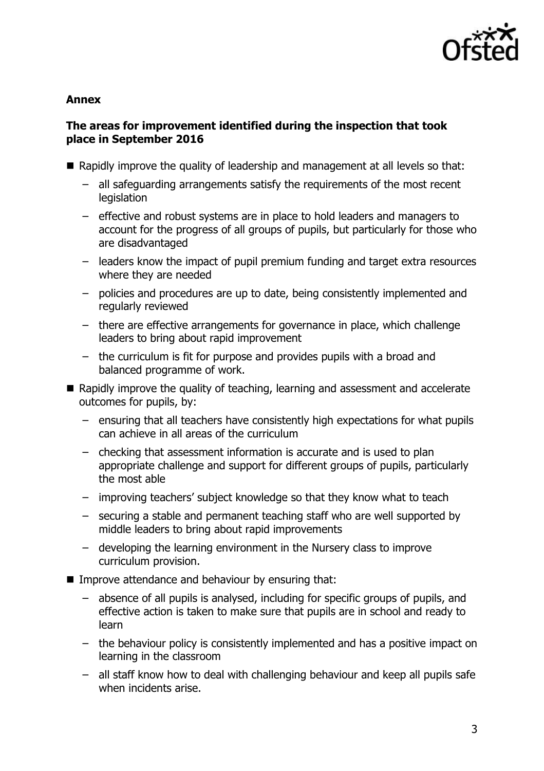## Annex

### The areas for improvement identified during the inspection that took place in September 2016

- Rapidly improve the quality of leadership and management at all levels so that:
  - all safeguarding arrangements satisfy the requirements of the most recent legislation
  - effective and robust systems are in place to hold leaders and managers to account for the progress of all groups of pupils, but particularly for those who are disadvantaged
  - leaders know the impact of pupil premium funding and target extra resources where they are needed
  - policies and procedures are up to date, being consistently implemented and regularly reviewed
  - there are effective arrangements for governance in place, which challenge leaders to bring about rapid improvement
  - the curriculum is fit for purpose and provides pupils with a broad and balanced programme of work.
- Rapidly improve the quality of teaching, learning and assessment and accelerate outcomes for pupils, by:
  - ensuring that all teachers have consistently high expectations for what pupils can achieve in all areas of the curriculum
  - checking that assessment information is accurate and is used to plan appropriate challenge and support for different groups of pupils, particularly the most able
  - improving teachers' subject knowledge so that they know what to teach
  - securing a stable and permanent teaching staff who are well supported by middle leaders to bring about rapid improvements
  - developing the learning environment in the Nursery class to improve curriculum provision.
- Improve attendance and behaviour by ensuring that:
  - absence of all pupils is analysed, including for specific groups of pupils, and effective action is taken to make sure that pupils are in school and ready to learn
  - the behaviour policy is consistently implemented and has a positive impact on learning in the classroom
  - all staff know how to deal with challenging behaviour and keep all pupils safe when incidents arise.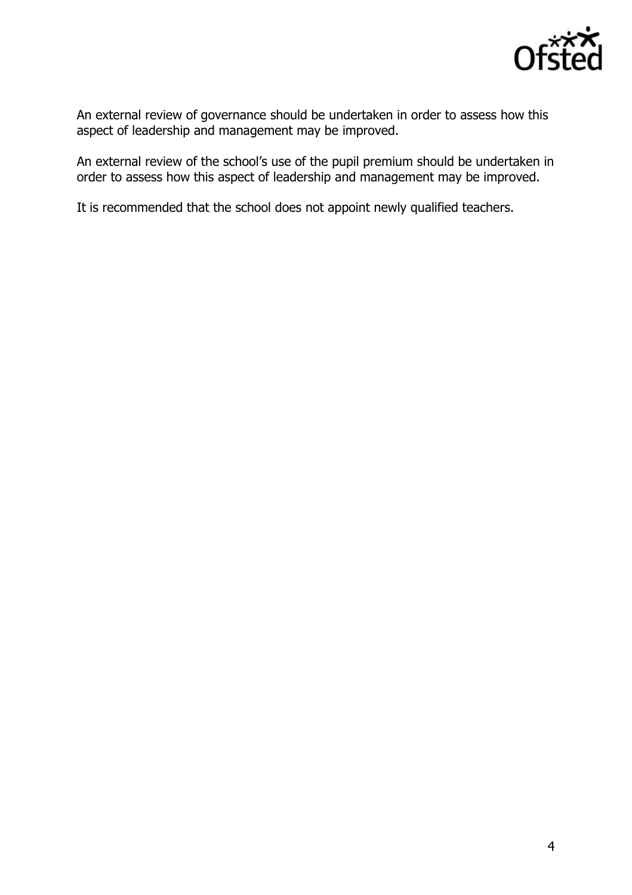An external review of governance should be undertaken in order to assess how this aspect of leadership and management may be improved.

An external review of the school's use of the pupil premium should be undertaken in order to assess how this aspect of leadership and management may be improved.

It is recommended that the school does not appoint newly qualified teachers.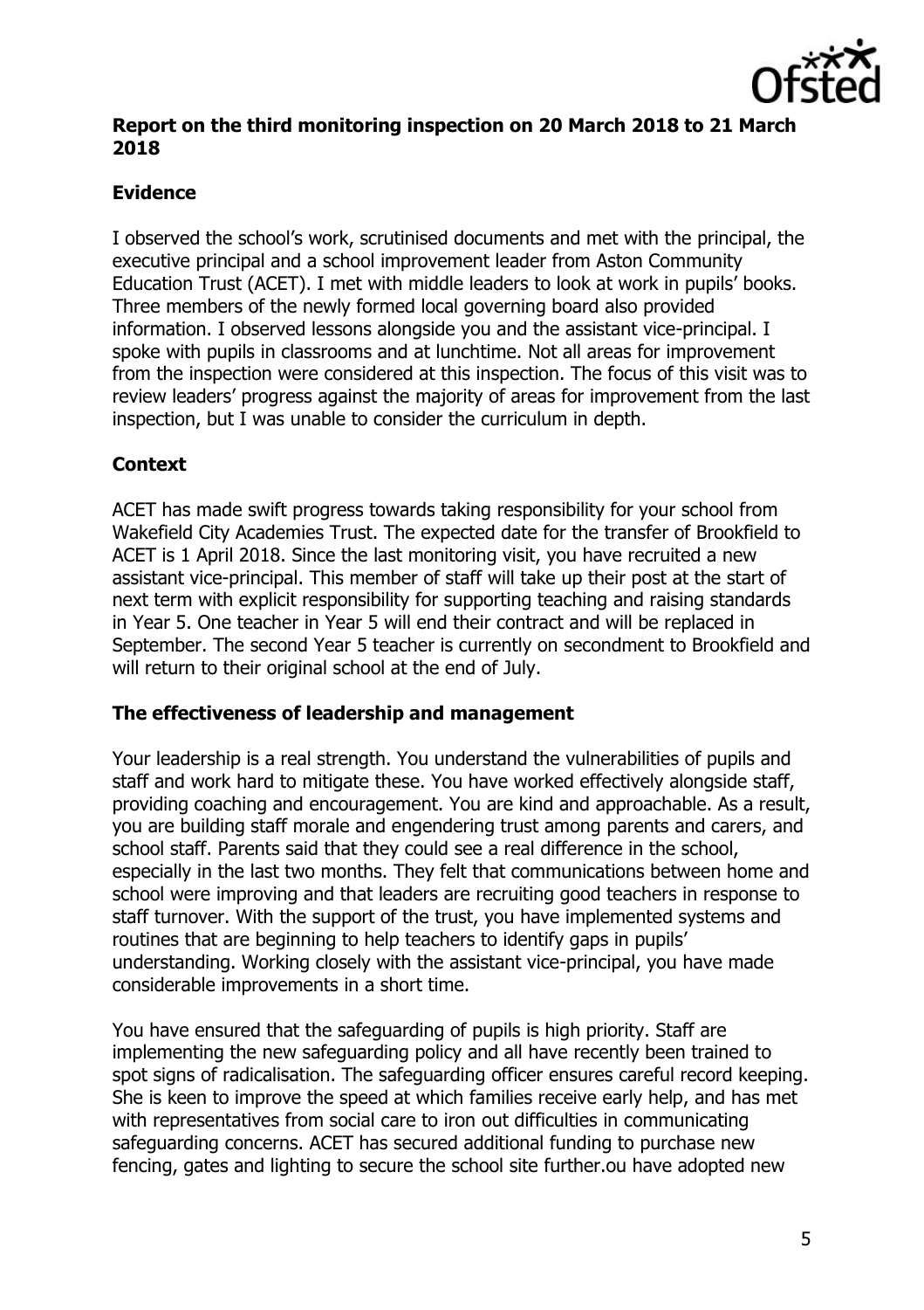**Report on the third monitoring inspection on 20 March 2018 to 21 March 2018**

**Evidence**

I observed the school's work, scrutinised documents and met with the principal, the executive principal and a school improvement leader from Aston Community Education Trust (ACET). I met with middle leaders to look at work in pupils' books. Three members of the newly formed local governing board also provided information. I observed lessons alongside you and the assistant vice-principal. I spoke with pupils in classrooms and at lunchtime. Not all areas for improvement from the inspection were considered at this inspection. The focus of this visit was to review leaders' progress against the majority of areas for improvement from the last inspection, but I was unable to consider the curriculum in depth.

**Context**

ACET has made swift progress towards taking responsibility for your school from Wakefield City Academies Trust. The expected date for the transfer of Brookfield to ACET is 1 April 2018. Since the last monitoring visit, you have recruited a new assistant vice-principal. This member of staff will take up their post at the start of next term with explicit responsibility for supporting teaching and raising standards in Year 5. One teacher in Year 5 will end their contract and will be replaced in September. The second Year 5 teacher is currently on secondment to Brookfield and will return to their original school at the end of July.

**The effectiveness of leadership and management**

Your leadership is a real strength. You understand the vulnerabilities of pupils and staff and work hard to mitigate these. You have worked effectively alongside staff, providing coaching and encouragement. You are kind and approachable. As a result, you are building staff morale and engendering trust among parents and carers, and school staff. Parents said that they could see a real difference in the school, especially in the last two months. They felt that communications between home and school were improving and that leaders are recruiting good teachers in response to staff turnover. With the support of the trust, you have implemented systems and routines that are beginning to help teachers to identify gaps in pupils' understanding. Working closely with the assistant vice-principal, you have made considerable improvements in a short time.

You have ensured that the safeguarding of pupils is high priority. Staff are implementing the new safeguarding policy and all have recently been trained to spot signs of radicalisation. The safeguarding officer ensures careful record keeping. She is keen to improve the speed at which families receive early help, and has met with representatives from social care to iron out difficulties in communicating safeguarding concerns. ACET has secured additional funding to purchase new fencing, gates and lighting to secure the school site further.ou have adopted new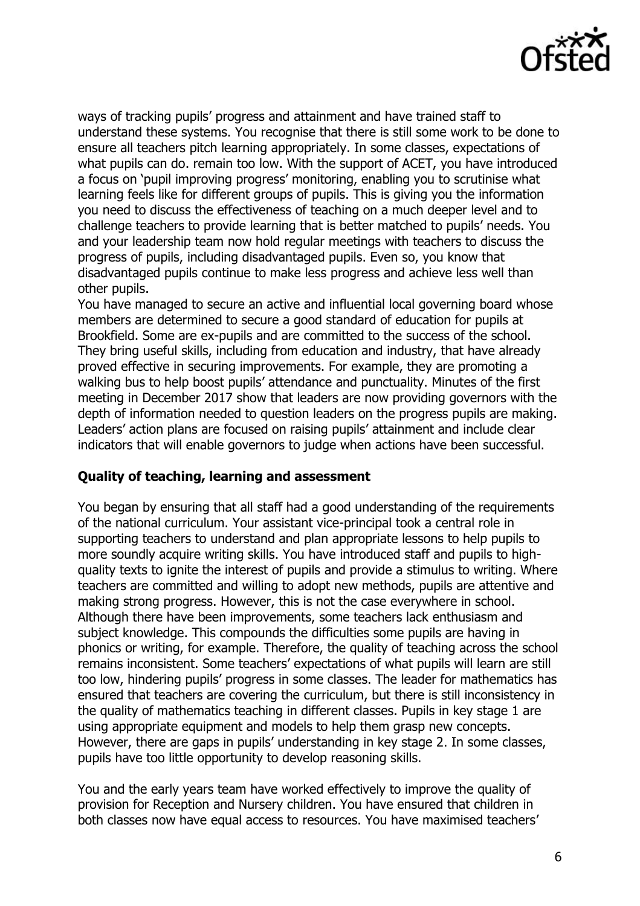ways of tracking pupils' progress and attainment and have trained staff to understand these systems. You recognise that there is still some work to be done to ensure all teachers pitch learning appropriately. In some classes, expectations of what pupils can do. remain too low. With the support of ACET, you have introduced a focus on 'pupil improving progress' monitoring, enabling you to scrutinise what learning feels like for different groups of pupils. This is giving you the information you need to discuss the effectiveness of teaching on a much deeper level and to challenge teachers to provide learning that is better matched to pupils' needs. You and your leadership team now hold regular meetings with teachers to discuss the progress of pupils, including disadvantaged pupils. Even so, you know that disadvantaged pupils continue to make less progress and achieve less well than other pupils.

You have managed to secure an active and influential local governing board whose members are determined to secure a good standard of education for pupils at Brookfield. Some are ex-pupils and are committed to the success of the school. They bring useful skills, including from education and industry, that have already proved effective in securing improvements. For example, they are promoting a walking bus to help boost pupils' attendance and punctuality. Minutes of the first meeting in December 2017 show that leaders are now providing governors with the depth of information needed to question leaders on the progress pupils are making. Leaders' action plans are focused on raising pupils' attainment and include clear indicators that will enable governors to judge when actions have been successful.

**Quality of teaching, learning and assessment**

You began by ensuring that all staff had a good understanding of the requirements of the national curriculum. Your assistant vice-principal took a central role in supporting teachers to understand and plan appropriate lessons to help pupils to more soundly acquire writing skills. You have introduced staff and pupils to high-quality texts to ignite the interest of pupils and provide a stimulus to writing. Where teachers are committed and willing to adopt new methods, pupils are attentive and making strong progress. However, this is not the case everywhere in school. Although there have been improvements, some teachers lack enthusiasm and subject knowledge. This compounds the difficulties some pupils are having in phonics or writing, for example. Therefore, the quality of teaching across the school remains inconsistent. Some teachers' expectations of what pupils will learn are still too low, hindering pupils' progress in some classes. The leader for mathematics has ensured that teachers are covering the curriculum, but there is still inconsistency in the quality of mathematics teaching in different classes. Pupils in key stage 1 are using appropriate equipment and models to help them grasp new concepts. However, there are gaps in pupils' understanding in key stage 2. In some classes, pupils have too little opportunity to develop reasoning skills.

You and the early years team have worked effectively to improve the quality of provision for Reception and Nursery children. You have ensured that children in both classes now have equal access to resources. You have maximised teachers'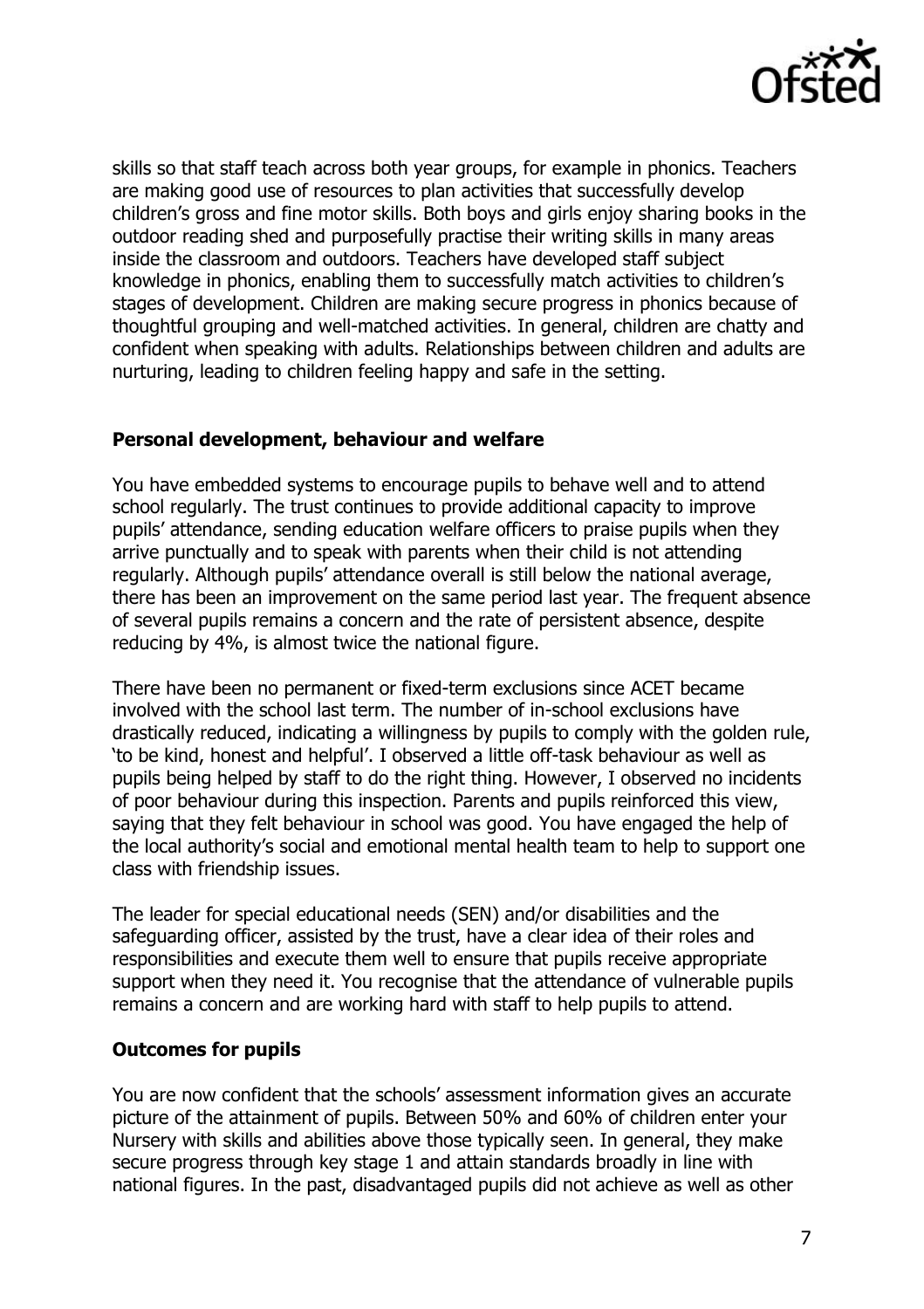skills so that staff teach across both year groups, for example in phonics. Teachers are making good use of resources to plan activities that successfully develop children's gross and fine motor skills. Both boys and girls enjoy sharing books in the outdoor reading shed and purposefully practise their writing skills in many areas inside the classroom and outdoors. Teachers have developed staff subject knowledge in phonics, enabling them to successfully match activities to children's stages of development. Children are making secure progress in phonics because of thoughtful grouping and well-matched activities. In general, children are chatty and confident when speaking with adults. Relationships between children and adults are nurturing, leading to children feeling happy and safe in the setting.

**Personal development, behaviour and welfare**

You have embedded systems to encourage pupils to behave well and to attend school regularly. The trust continues to provide additional capacity to improve pupils' attendance, sending education welfare officers to praise pupils when they arrive punctually and to speak with parents when their child is not attending regularly. Although pupils' attendance overall is still below the national average, there has been an improvement on the same period last year. The frequent absence of several pupils remains a concern and the rate of persistent absence, despite reducing by 4%, is almost twice the national figure.

There have been no permanent or fixed-term exclusions since ACET became involved with the school last term. The number of in-school exclusions have drastically reduced, indicating a willingness by pupils to comply with the golden rule, 'to be kind, honest and helpful'. I observed a little off-task behaviour as well as pupils being helped by staff to do the right thing. However, I observed no incidents of poor behaviour during this inspection. Parents and pupils reinforced this view, saying that they felt behaviour in school was good. You have engaged the help of the local authority's social and emotional mental health team to help to support one class with friendship issues.

The leader for special educational needs (SEN) and/or disabilities and the safeguarding officer, assisted by the trust, have a clear idea of their roles and responsibilities and execute them well to ensure that pupils receive appropriate support when they need it. You recognise that the attendance of vulnerable pupils remains a concern and are working hard with staff to help pupils to attend.

**Outcomes for pupils**

You are now confident that the schools' assessment information gives an accurate picture of the attainment of pupils. Between 50% and 60% of children enter your Nursery with skills and abilities above those typically seen. In general, they make secure progress through key stage 1 and attain standards broadly in line with national figures. In the past, disadvantaged pupils did not achieve as well as other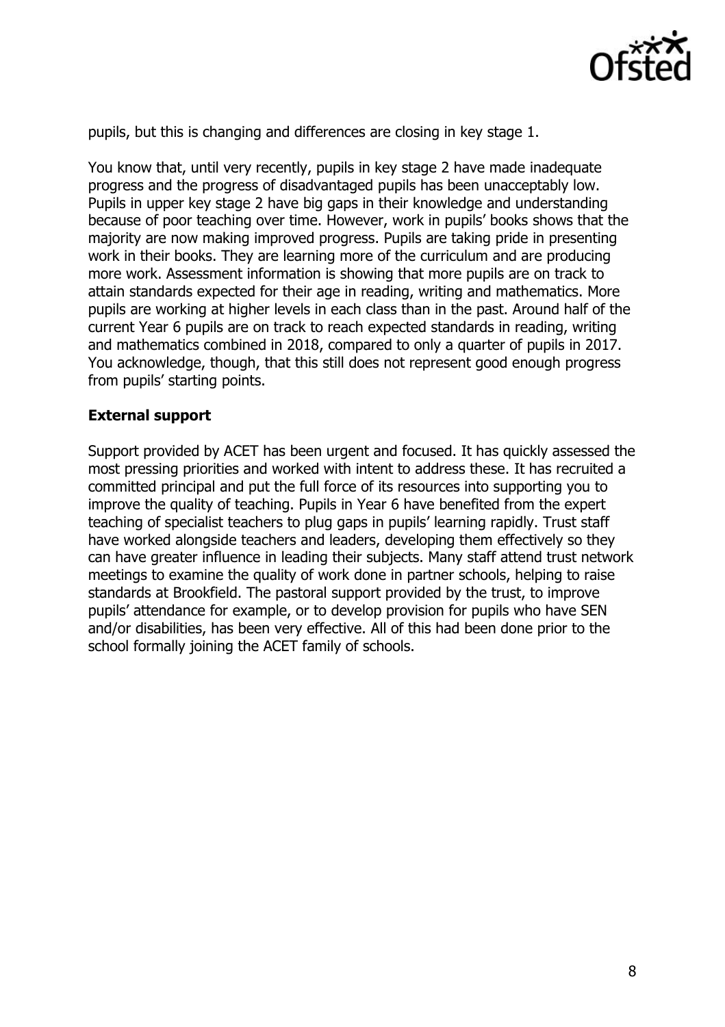pupils, but this is changing and differences are closing in key stage 1.

You know that, until very recently, pupils in key stage 2 have made inadequate progress and the progress of disadvantaged pupils has been unacceptably low. Pupils in upper key stage 2 have big gaps in their knowledge and understanding because of poor teaching over time. However, work in pupils' books shows that the majority are now making improved progress. Pupils are taking pride in presenting work in their books. They are learning more of the curriculum and are producing more work. Assessment information is showing that more pupils are on track to attain standards expected for their age in reading, writing and mathematics. More pupils are working at higher levels in each class than in the past. Around half of the current Year 6 pupils are on track to reach expected standards in reading, writing and mathematics combined in 2018, compared to only a quarter of pupils in 2017. You acknowledge, though, that this still does not represent good enough progress from pupils' starting points.

## External support

Support provided by ACET has been urgent and focused. It has quickly assessed the most pressing priorities and worked with intent to address these. It has recruited a committed principal and put the full force of its resources into supporting you to improve the quality of teaching. Pupils in Year 6 have benefited from the expert teaching of specialist teachers to plug gaps in pupils' learning rapidly. Trust staff have worked alongside teachers and leaders, developing them effectively so they can have greater influence in leading their subjects. Many staff attend trust network meetings to examine the quality of work done in partner schools, helping to raise standards at Brookfield. The pastoral support provided by the trust, to improve pupils' attendance for example, or to develop provision for pupils who have SEN and/or disabilities, has been very effective. All of this had been done prior to the school formally joining the ACET family of schools.